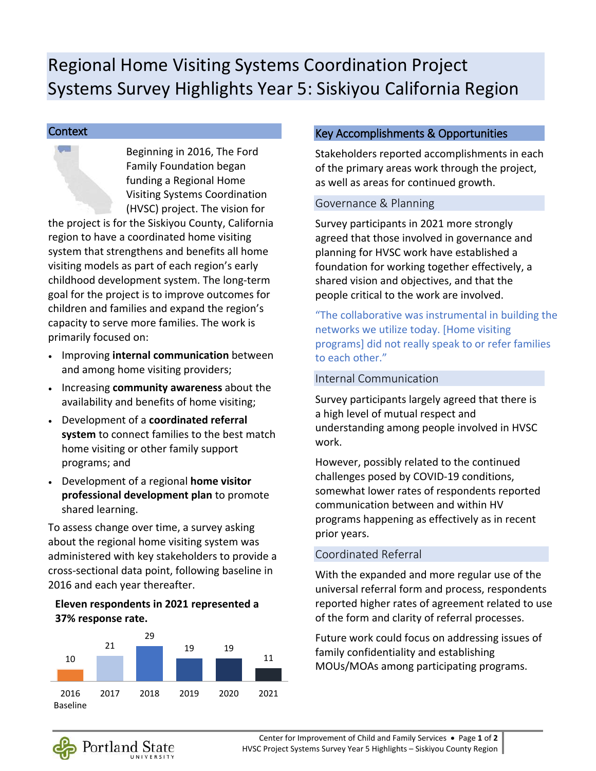# Regional Home Visiting Systems Coordination Project
# Systems Survey Highlights Year 5: Siskiyou California Region

## Context

Beginning in 2016, The Ford Family Foundation began funding a Regional Home Visiting Systems Coordination (HVSC) project. The vision for the project is for the Siskiyou County, California region to have a coordinated home visiting system that strengthens and benefits all home visiting models as part of each region's early childhood development system. The long-term goal for the project is to improve outcomes for children and families and expand the region's capacity to serve more families. The work is primarily focused on:

- Improving **internal communication** between and among home visiting providers;
- Increasing **community awareness** about the availability and benefits of home visiting;
- Development of a **coordinated referral system** to connect families to the best match home visiting or other family support programs; and
- Development of a regional **home visitor professional development plan** to promote shared learning.

To assess change over time, a survey asking about the regional home visiting system was administered with key stakeholders to provide a cross-sectional data point, following baseline in 2016 and each year thereafter.

**Eleven respondents in 2021 represented a 37% response rate.**

| 2016 Baseline | 2017 | 2018 | 2019 | 2020 | 2021 |
|---|---|---|---|---|---|
| 10 | 21 | 29 | 19 | 19 | 11 |

## Key Accomplishments & Opportunities

Stakeholders reported accomplishments in each of the primary areas work through the project, as well as areas for continued growth.

### Governance & Planning

Survey participants in 2021 more strongly agreed that those involved in governance and planning for HVSC work have established a foundation for working together effectively, a shared vision and objectives, and that the people critical to the work are involved.

"The collaborative was instrumental in building the networks we utilize today. [Home visiting programs] did not really speak to or refer families to each other."

### Internal Communication

Survey participants largely agreed that there is a high level of mutual respect and understanding among people involved in HVSC work.

However, possibly related to the continued challenges posed by COVID-19 conditions, somewhat lower rates of respondents reported communication between and within HV programs happening as effectively as in recent prior years.

### Coordinated Referral

With the expanded and more regular use of the universal referral form and process, respondents reported higher rates of agreement related to use of the form and clarity of referral processes.

Future work could focus on addressing issues of family confidentiality and establishing MOUs/MOAs among participating programs.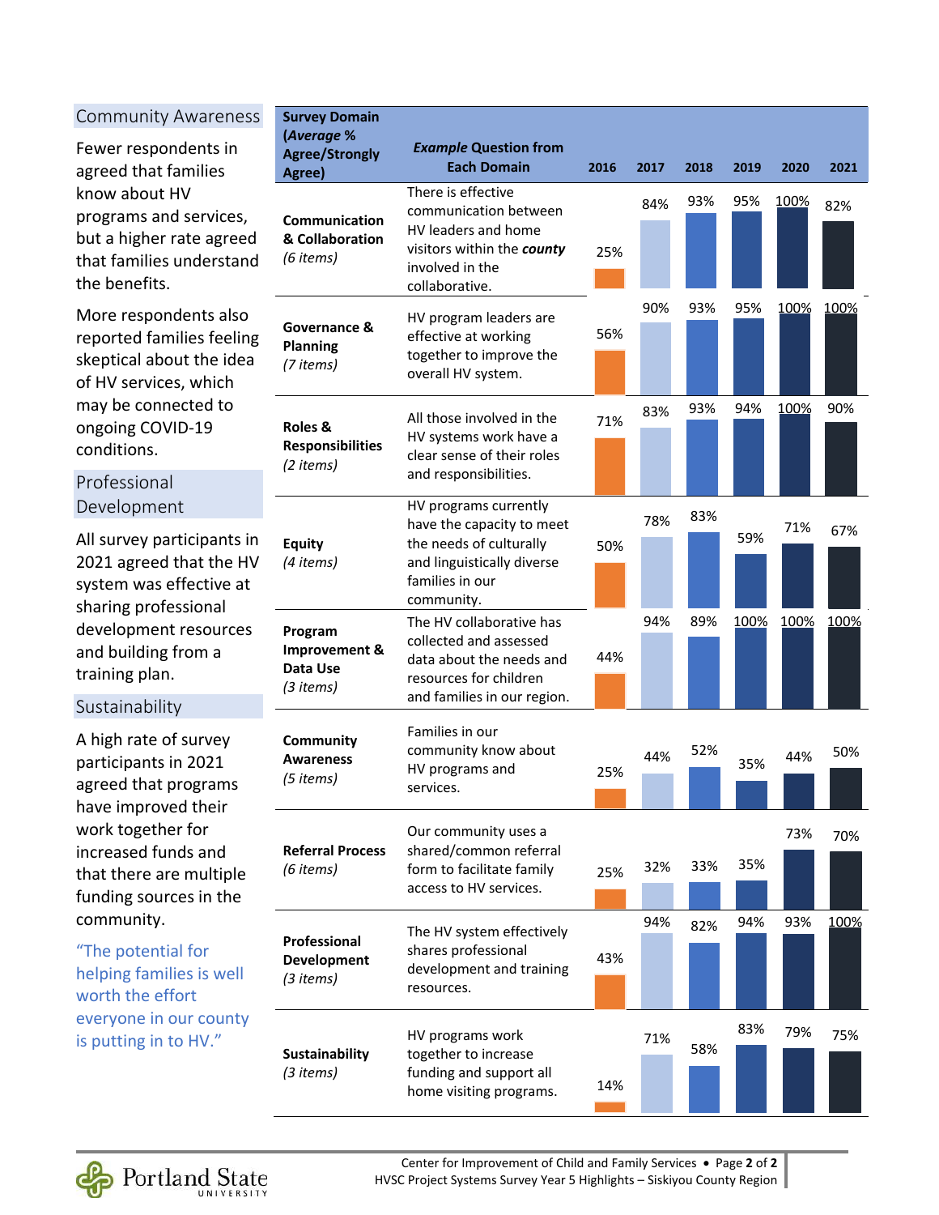## Community Awareness

Fewer respondents in agreed that families know about HV programs and services, but a higher rate agreed that families understand the benefits.

More respondents also reported families feeling skeptical about the idea of HV services, which may be connected to ongoing COVID-19 conditions.

## Professional Development

All survey participants in 2021 agreed that the HV system was effective at sharing professional development resources and building from a training plan.

## Sustainability

A high rate of survey participants in 2021 agreed that programs have improved their work together for increased funds and that there are multiple funding sources in the community.

"The potential for helping families is well worth the effort everyone in our county is putting in to HV."

| **Survey Domain (*Average* % Agree/Strongly Agree)** | ***Example* Question from Each Domain** | **2016** | **2017** | **2018** | **2019** | **2020** | **2021** |
|---|---|---|---|---|---|---|---|
| **Communication & Collaboration** *(6 items)* | There is effective communication between HV leaders and home visitors within the ***county*** involved in the collaborative. | 25% | 84% | 93% | 95% | 100% | 82% |
| **Governance & Planning** *(7 items)* | HV program leaders are effective at working together to improve the overall HV system. | 56% | 90% | 93% | 95% | 100% | 100% |
| **Roles & Responsibilities** *(2 items)* | All those involved in the HV systems work have a clear sense of their roles and responsibilities. | 71% | 83% | 93% | 94% | 100% | 90% |
| **Equity** *(4 items)* | HV programs currently have the capacity to meet the needs of culturally and linguistically diverse families in our community. | 50% | 78% | 83% | 59% | 71% | 67% |
| **Program Improvement & Data Use** *(3 items)* | The HV collaborative has collected and assessed data about the needs and resources for children and families in our region. | 44% | 94% | 89% | 100% | 100% | 100% |
| **Community Awareness** *(5 items)* | Families in our community know about HV programs and services. | 25% | 44% | 52% | 35% | 44% | 50% |
| **Referral Process** *(6 items)* | Our community uses a shared/common referral form to facilitate family access to HV services. | 25% | 32% | 33% | 35% | 73% | 70% |
| **Professional Development** *(3 items)* | The HV system effectively shares professional development and training resources. | 43% | 94% | 82% | 94% | 93% | 100% |
| **Sustainability** *(3 items)* | HV programs work together to increase funding and support all home visiting programs. | 14% | 71% | 58% | 83% | 79% | 75% |

Center for Improvement of Child and Family Services • Page 2 of 2
HVSC Project Systems Survey Year 5 Highlights – Siskiyou County Region